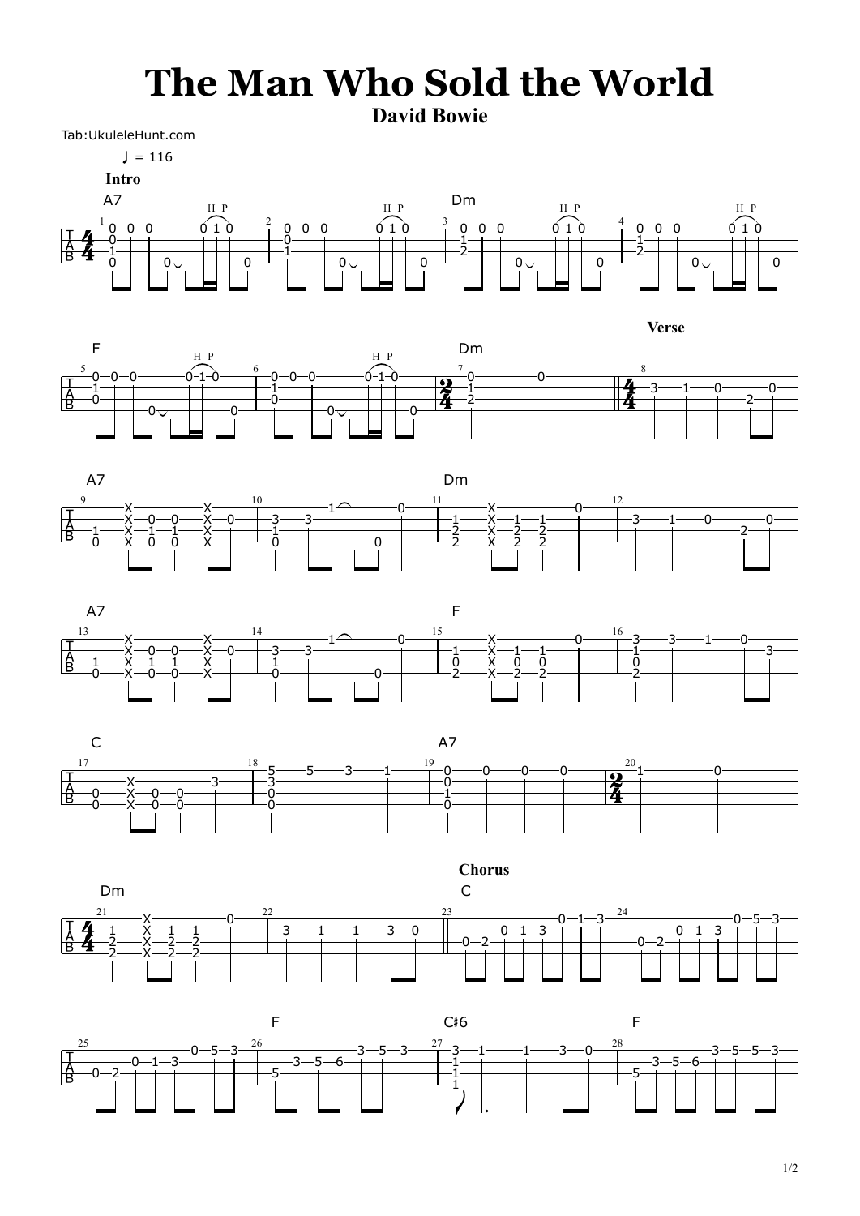# The Man Who Sold the World

**David Bowie**

Tab:UkuleleHunt.com

♩ = 116

**Intro**

A7 — Dm — F — Dm

**Verse**

A7 — Dm — A7 — F — C — A7 — Dm

**Chorus**

C — F — C♯6 — F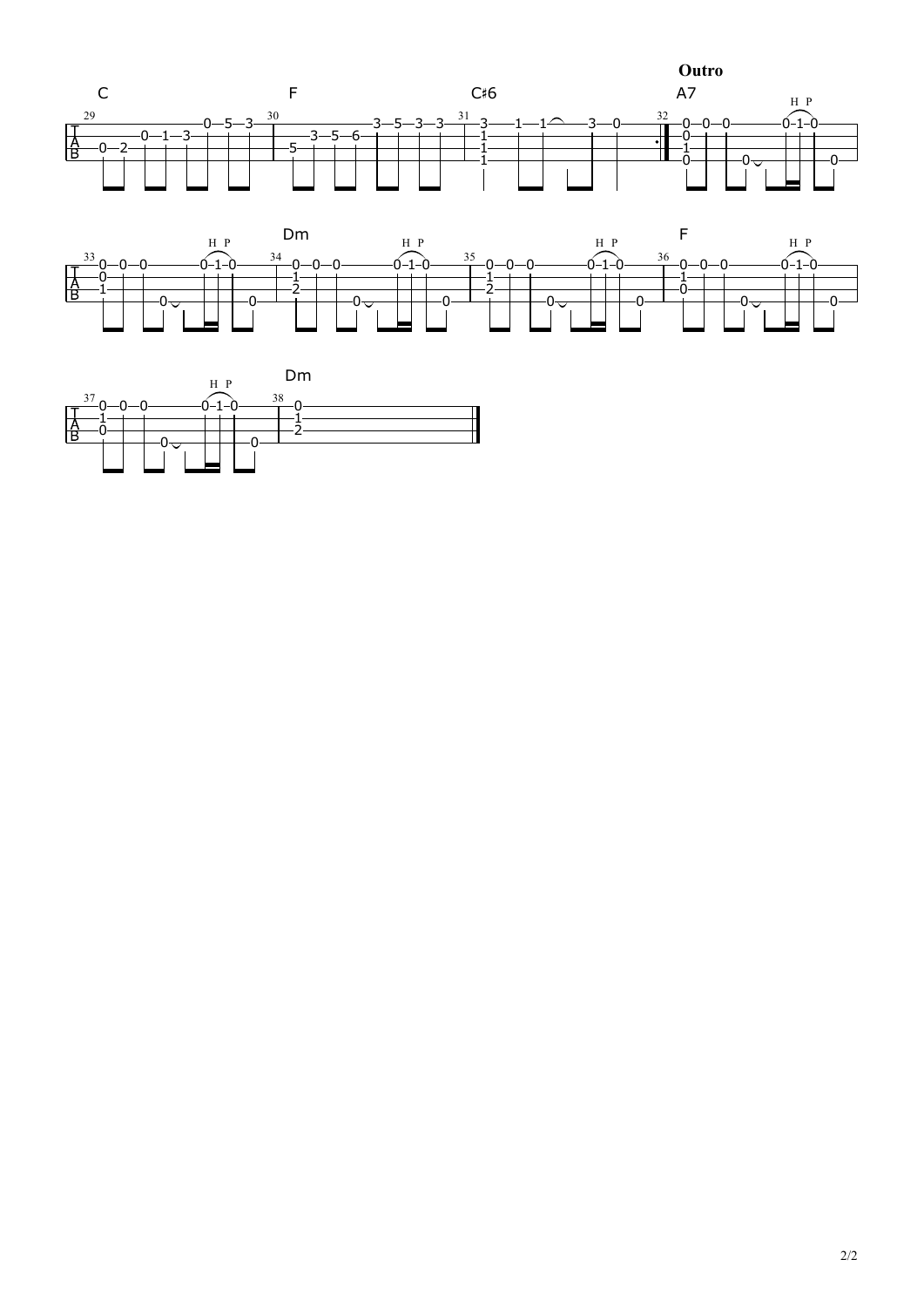**Outro**

C F C♯6 A7

H P

Dm H P H P F H P

H P Dm